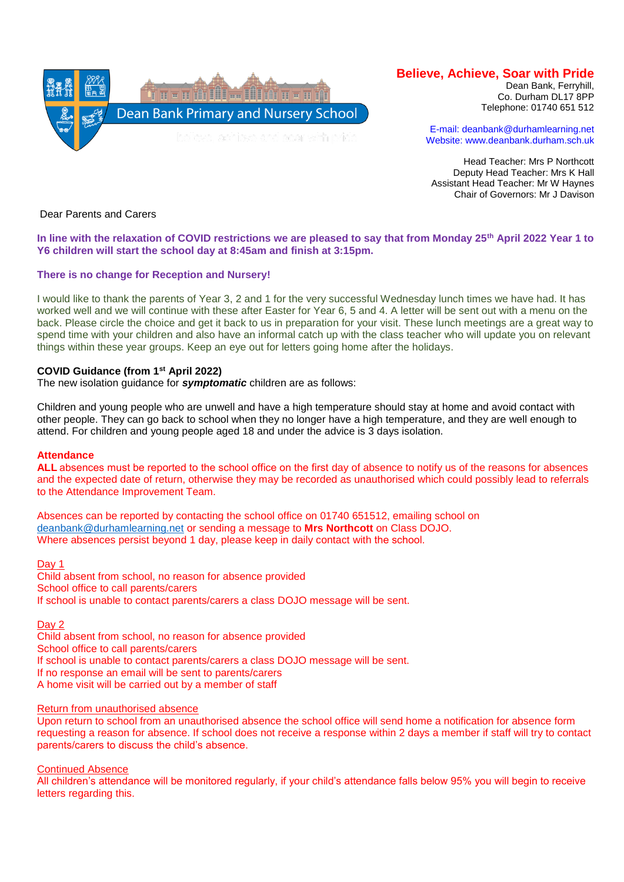Dean Bank Primary and Nursery School

**Believe, Achieve, Soar with Pride**

Dean Bank, Ferryhill,
Co. Durham DL17 8PP
Telephone: 01740 651 512

E-mail: deanbank@durhamlearning.net
Website: www.deanbank.durham.sch.uk

Head Teacher: Mrs P Northcott
Deputy Head Teacher: Mrs K Hall
Assistant Head Teacher: Mr W Haynes
Chair of Governors: Mr J Davison

Dear Parents and Carers

**In line with the relaxation of COVID restrictions we are pleased to say that from Monday 25th April 2022 Year 1 to Y6 children will start the school day at 8:45am and finish at 3:15pm.**

**There is no change for Reception and Nursery!**

I would like to thank the parents of Year 3, 2 and 1 for the very successful Wednesday lunch times we have had. It has worked well and we will continue with these after Easter for Year 6, 5 and 4. A letter will be sent out with a menu on the back. Please circle the choice and get it back to us in preparation for your visit. These lunch meetings are a great way to spend time with your children and also have an informal catch up with the class teacher who will update you on relevant things within these year groups. Keep an eye out for letters going home after the holidays.

**COVID Guidance (from 1st April 2022)**

The new isolation guidance for ***symptomatic*** children are as follows:

Children and young people who are unwell and have a high temperature should stay at home and avoid contact with other people. They can go back to school when they no longer have a high temperature, and they are well enough to attend. For children and young people aged 18 and under the advice is 3 days isolation.

**Attendance**

**ALL** absences must be reported to the school office on the first day of absence to notify us of the reasons for absences and the expected date of return, otherwise they may be recorded as unauthorised which could possibly lead to referrals to the Attendance Improvement Team.

Absences can be reported by contacting the school office on 01740 651512, emailing school on deanbank@durhamlearning.net or sending a message to **Mrs Northcott** on Class DOJO.
Where absences persist beyond 1 day, please keep in daily contact with the school.

Day 1
Child absent from school, no reason for absence provided
School office to call parents/carers
If school is unable to contact parents/carers a class DOJO message will be sent.

Day 2
Child absent from school, no reason for absence provided
School office to call parents/carers
If school is unable to contact parents/carers a class DOJO message will be sent.
If no response an email will be sent to parents/carers
A home visit will be carried out by a member of staff

Return from unauthorised absence
Upon return to school from an unauthorised absence the school office will send home a notification for absence form requesting a reason for absence. If school does not receive a response within 2 days a member if staff will try to contact parents/carers to discuss the child's absence.

Continued Absence
All children's attendance will be monitored regularly, if your child's attendance falls below 95% you will begin to receive letters regarding this.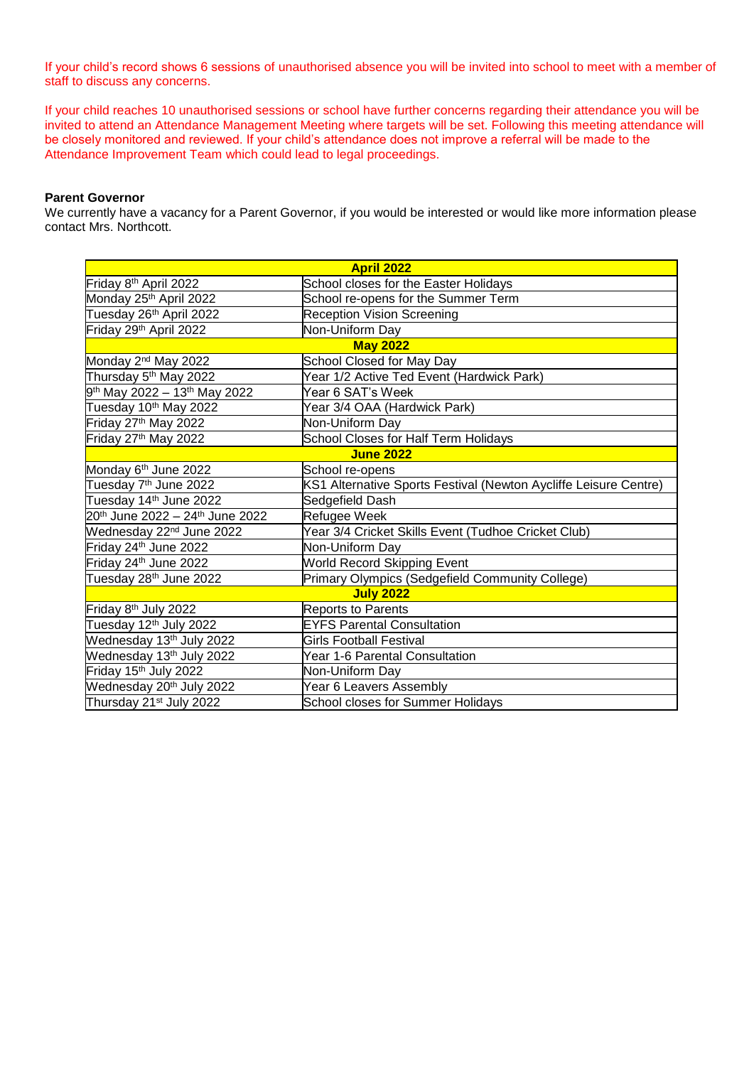If your child's record shows 6 sessions of unauthorised absence you will be invited into school to meet with a member of staff to discuss any concerns.

If your child reaches 10 unauthorised sessions or school have further concerns regarding their attendance you will be invited to attend an Attendance Management Meeting where targets will be set. Following this meeting attendance will be closely monitored and reviewed. If your child's attendance does not improve a referral will be made to the Attendance Improvement Team which could lead to legal proceedings.

**Parent Governor**

We currently have a vacancy for a Parent Governor, if you would be interested or would like more information please contact Mrs. Northcott.

| | |
|---|---|
| **April 2022** | |
| Friday 8th April 2022 | School closes for the Easter Holidays |
| Monday 25th April 2022 | School re-opens for the Summer Term |
| Tuesday 26th April 2022 | Reception Vision Screening |
| Friday 29th April 2022 | Non-Uniform Day |
| **May 2022** | |
| Monday 2nd May 2022 | School Closed for May Day |
| Thursday 5th May 2022 | Year 1/2 Active Ted Event (Hardwick Park) |
| 9th May 2022 – 13th May 2022 | Year 6 SAT's Week |
| Tuesday 10th May 2022 | Year 3/4 OAA (Hardwick Park) |
| Friday 27th May 2022 | Non-Uniform Day |
| Friday 27th May 2022 | School Closes for Half Term Holidays |
| **June 2022** | |
| Monday 6th June 2022 | School re-opens |
| Tuesday 7th June 2022 | KS1 Alternative Sports Festival (Newton Aycliffe Leisure Centre) |
| Tuesday 14th June 2022 | Sedgefield Dash |
| 20th June 2022 – 24th June 2022 | Refugee Week |
| Wednesday 22nd June 2022 | Year 3/4 Cricket Skills Event (Tudhoe Cricket Club) |
| Friday 24th June 2022 | Non-Uniform Day |
| Friday 24th June 2022 | World Record Skipping Event |
| Tuesday 28th June 2022 | Primary Olympics (Sedgefield Community College) |
| **July 2022** | |
| Friday 8th July 2022 | Reports to Parents |
| Tuesday 12th July 2022 | EYFS Parental Consultation |
| Wednesday 13th July 2022 | Girls Football Festival |
| Wednesday 13th July 2022 | Year 1-6 Parental Consultation |
| Friday 15th July 2022 | Non-Uniform Day |
| Wednesday 20th July 2022 | Year 6 Leavers Assembly |
| Thursday 21st July 2022 | School closes for Summer Holidays |